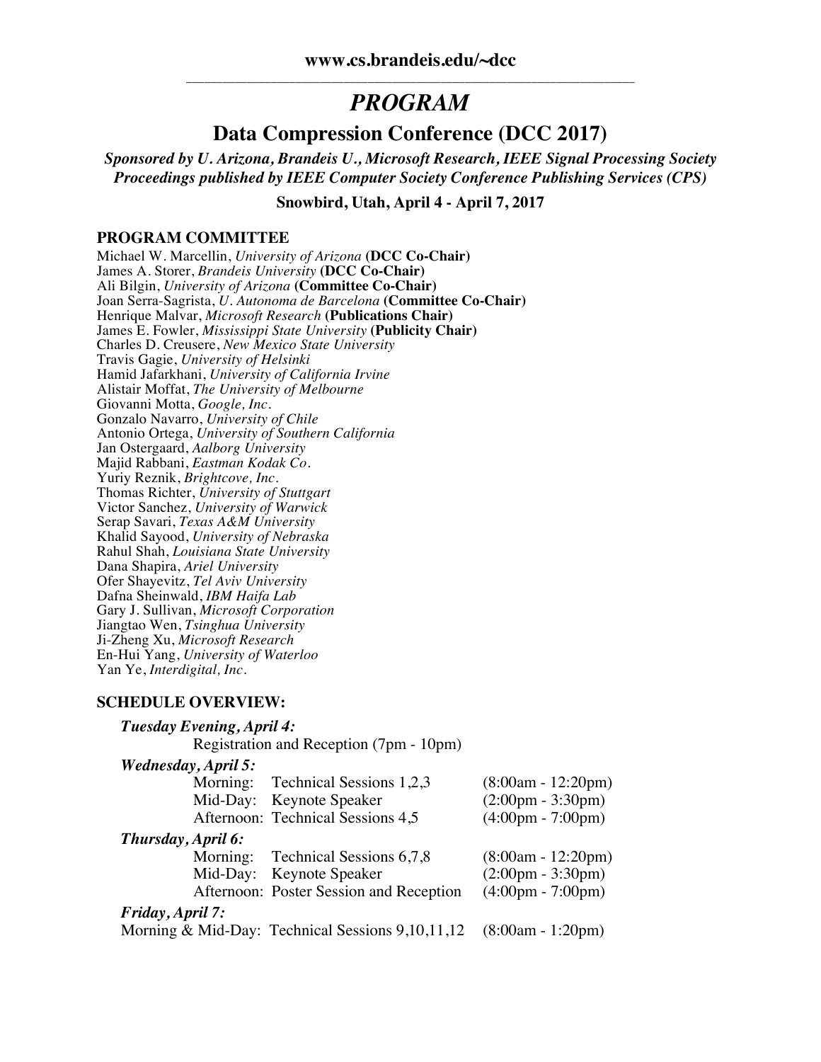**www.cs.brandeis.edu/~dcc**

# *PROGRAM*

## Data Compression Conference (DCC 2017)

***Sponsored by U. Arizona, Brandeis U., Microsoft Research, IEEE Signal Processing Society***
***Proceedings published by IEEE Computer Society Conference Publishing Services (CPS)***

**Snowbird, Utah, April 4 - April 7, 2017**

### PROGRAM COMMITTEE

Michael W. Marcellin, *University of Arizona* **(DCC Co-Chair)**
James A. Storer, *Brandeis University* **(DCC Co-Chair)**
Ali Bilgin, *University of Arizona* **(Committee Co-Chair)**
Joan Serra-Sagrista, *U. Autonoma de Barcelona* **(Committee Co-Chair)**
Henrique Malvar, *Microsoft Research* **(Publications Chair)**
James E. Fowler, *Mississippi State University* **(Publicity Chair)**
Charles D. Creusere, *New Mexico State University*
Travis Gagie, *University of Helsinki*
Hamid Jafarkhani, *University of California Irvine*
Alistair Moffat, *The University of Melbourne*
Giovanni Motta, *Google, Inc.*
Gonzalo Navarro, *University of Chile*
Antonio Ortega, *University of Southern California*
Jan Ostergaard, *Aalborg University*
Majid Rabbani, *Eastman Kodak Co.*
Yuriy Reznik, *Brightcove, Inc.*
Thomas Richter, *University of Stuttgart*
Victor Sanchez, *University of Warwick*
Serap Savari, *Texas A&M University*
Khalid Sayood, *University of Nebraska*
Rahul Shah, *Louisiana State University*
Dana Shapira, *Ariel University*
Ofer Shayevitz, *Tel Aviv University*
Dafna Sheinwald, *IBM Haifa Lab*
Gary J. Sullivan, *Microsoft Corporation*
Jiangtao Wen, *Tsinghua University*
Ji-Zheng Xu, *Microsoft Research*
En-Hui Yang, *University of Waterloo*
Yan Ye, *Interdigital, Inc.*

### SCHEDULE OVERVIEW:

***Tuesday Evening, April 4:***
Registration and Reception (7pm - 10pm)

***Wednesday, April 5:***

| | | |
|---|---|---|
| Morning: | Technical Sessions 1,2,3 | (8:00am - 12:20pm) |
| Mid-Day: | Keynote Speaker | (2:00pm - 3:30pm) |
| Afternoon: | Technical Sessions 4,5 | (4:00pm - 7:00pm) |

***Thursday, April 6:***

| | | |
|---|---|---|
| Morning: | Technical Sessions 6,7,8 | (8:00am - 12:20pm) |
| Mid-Day: | Keynote Speaker | (2:00pm - 3:30pm) |
| Afternoon: | Poster Session and Reception | (4:00pm - 7:00pm) |

***Friday, April 7:***
Morning & Mid-Day: Technical Sessions 9,10,11,12 (8:00am - 1:20pm)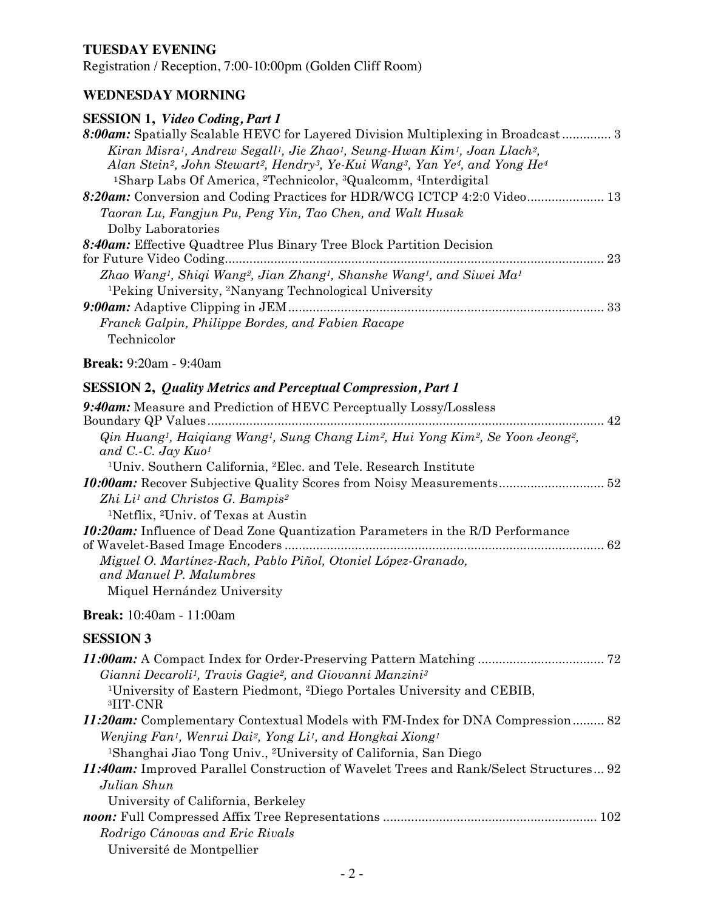## TUESDAY EVENING

Registration / Reception, 7:00-10:00pm (Golden Cliff Room)

## WEDNESDAY MORNING

### SESSION 1, *Video Coding, Part 1*

***8:00am:*** Spatially Scalable HEVC for Layered Division Multiplexing in Broadcast ............. 3
*Kiran Misra[1], Andrew Segall[1], Jie Zhao[1], Seung-Hwan Kim[1], Joan Llach[2], Alan Stein[2], John Stewart[2], Hendry[3], Ye-Kui Wang[3], Yan Ye[4], and Yong He[4]*
[1]Sharp Labs Of America, [2]Technicolor, [3]Qualcomm, [4]Interdigital

***8:20am:*** Conversion and Coding Practices for HDR/WCG ICTCP 4:2:0 Video...................... 13
*Taoran Lu, Fangjun Pu, Peng Yin, Tao Chen, and Walt Husak*
Dolby Laboratories

***8:40am:*** Effective Quadtree Plus Binary Tree Block Partition Decision for Future Video Coding............................................................................................................ 23
*Zhao Wang[1], Shiqi Wang[2], Jian Zhang[1], Shanshe Wang[1], and Siwei Ma[1]*
[1]Peking University, [2]Nanyang Technological University

***9:00am:*** Adaptive Clipping in JEM.......................................................................................... 33
*Franck Galpin, Philippe Bordes, and Fabien Racape*
Technicolor

**Break:** 9:20am - 9:40am

### SESSION 2, *Quality Metrics and Perceptual Compression, Part 1*

***9:40am:*** Measure and Prediction of HEVC Perceptually Lossy/Lossless Boundary QP Values................................................................................................................. 42
*Qin Huang[1], Haiqiang Wang[1], Sung Chang Lim[2], Hui Yong Kim[2], Se Yoon Jeong[2], and C.-C. Jay Kuo[1]*
[1]Univ. Southern California, [2]Elec. and Tele. Research Institute

***10:00am:*** Recover Subjective Quality Scores from Noisy Measurements.............................. 52
*Zhi Li[1] and Christos G. Bampis[2]*
[1]Netflix, [2]Univ. of Texas at Austin

***10:20am:*** Influence of Dead Zone Quantization Parameters in the R/D Performance of Wavelet-Based Image Encoders ............................................................................................ 62
*Miguel O. Martínez-Rach, Pablo Piñol, Otoniel López-Granado, and Manuel P. Malumbres*
Miquel Hernández University

**Break:** 10:40am - 11:00am

### SESSION 3

***11:00am:*** A Compact Index for Order-Preserving Pattern Matching .................................... 72
*Gianni Decaroli[1], Travis Gagie[2], and Giovanni Manzini[3]*
[1]University of Eastern Piedmont, [2]Diego Portales University and CEBIB, [3]IIT-CNR

***11:20am:*** Complementary Contextual Models with FM-Index for DNA Compression......... 82
*Wenjing Fan[1], Wenrui Dai[2], Yong Li[1], and Hongkai Xiong[1]*
[1]Shanghai Jiao Tong Univ., [2]University of California, San Diego

***11:40am:*** Improved Parallel Construction of Wavelet Trees and Rank/Select Structures... 92
*Julian Shun*
University of California, Berkeley

***noon:*** Full Compressed Affix Tree Representations ............................................................ 102
*Rodrigo Cánovas and Eric Rivals*
Université de Montpellier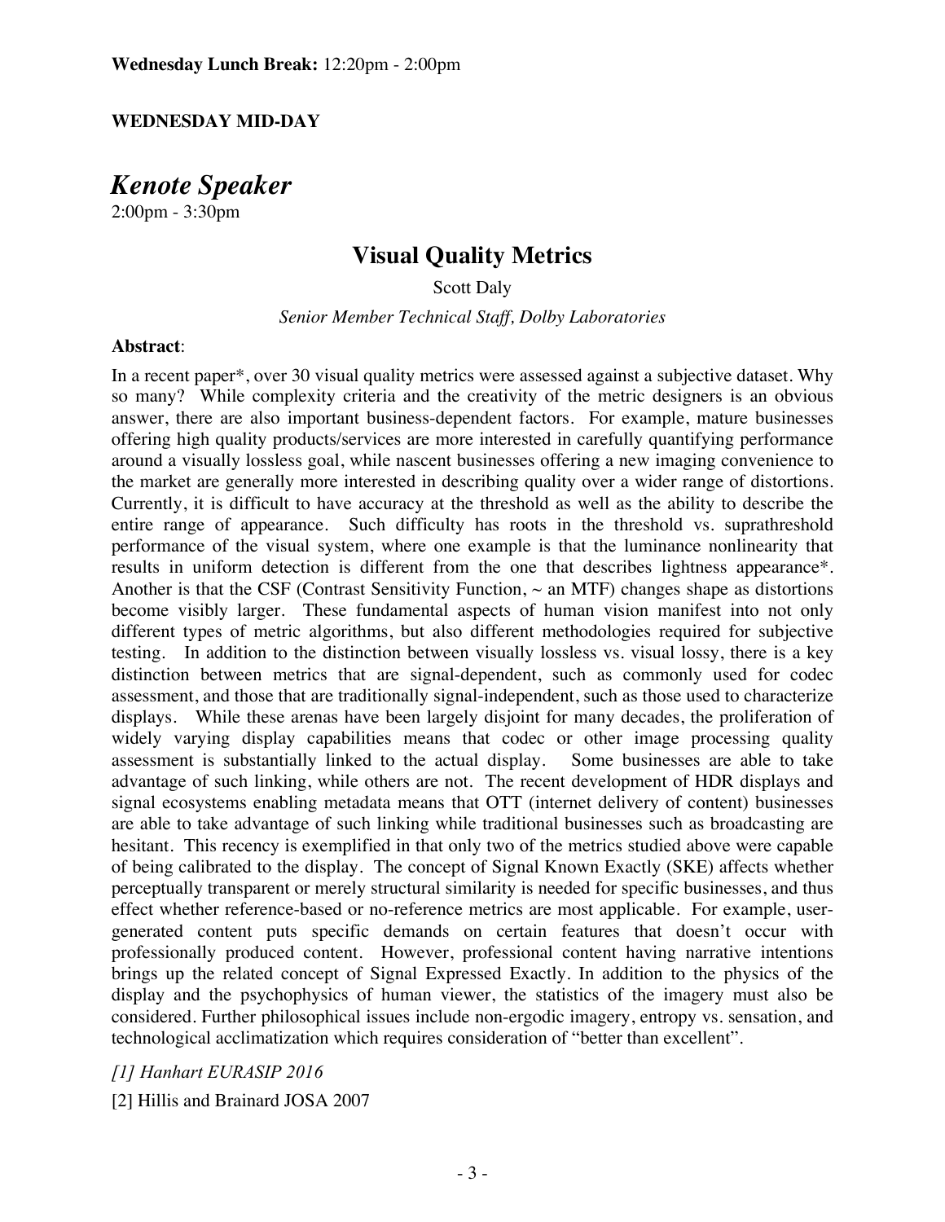**Wednesday Lunch Break:** 12:20pm - 2:00pm

**WEDNESDAY MID-DAY**

## *Kenote Speaker*

2:00pm - 3:30pm

### Visual Quality Metrics

Scott Daly

*Senior Member Technical Staff, Dolby Laboratories*

**Abstract**:

In a recent paper*, over 30 visual quality metrics were assessed against a subjective dataset. Why so many? While complexity criteria and the creativity of the metric designers is an obvious answer, there are also important business-dependent factors. For example, mature businesses offering high quality products/services are more interested in carefully quantifying performance around a visually lossless goal, while nascent businesses offering a new imaging convenience to the market are generally more interested in describing quality over a wider range of distortions. Currently, it is difficult to have accuracy at the threshold as well as the ability to describe the entire range of appearance. Such difficulty has roots in the threshold vs. suprathreshold performance of the visual system, where one example is that the luminance nonlinearity that results in uniform detection is different from the one that describes lightness appearance*. Another is that the CSF (Contrast Sensitivity Function, ~ an MTF) changes shape as distortions become visibly larger. These fundamental aspects of human vision manifest into not only different types of metric algorithms, but also different methodologies required for subjective testing. In addition to the distinction between visually lossless vs. visual lossy, there is a key distinction between metrics that are signal-dependent, such as commonly used for codec assessment, and those that are traditionally signal-independent, such as those used to characterize displays. While these arenas have been largely disjoint for many decades, the proliferation of widely varying display capabilities means that codec or other image processing quality assessment is substantially linked to the actual display. Some businesses are able to take advantage of such linking, while others are not. The recent development of HDR displays and signal ecosystems enabling metadata means that OTT (internet delivery of content) businesses are able to take advantage of such linking while traditional businesses such as broadcasting are hesitant. This recency is exemplified in that only two of the metrics studied above were capable of being calibrated to the display. The concept of Signal Known Exactly (SKE) affects whether perceptually transparent or merely structural similarity is needed for specific businesses, and thus effect whether reference-based or no-reference metrics are most applicable. For example, user-generated content puts specific demands on certain features that doesn't occur with professionally produced content. However, professional content having narrative intentions brings up the related concept of Signal Expressed Exactly. In addition to the physics of the display and the psychophysics of human viewer, the statistics of the imagery must also be considered. Further philosophical issues include non-ergodic imagery, entropy vs. sensation, and technological acclimatization which requires consideration of "better than excellent".

*[1] Hanhart EURASIP 2016*

[2] Hillis and Brainard JOSA 2007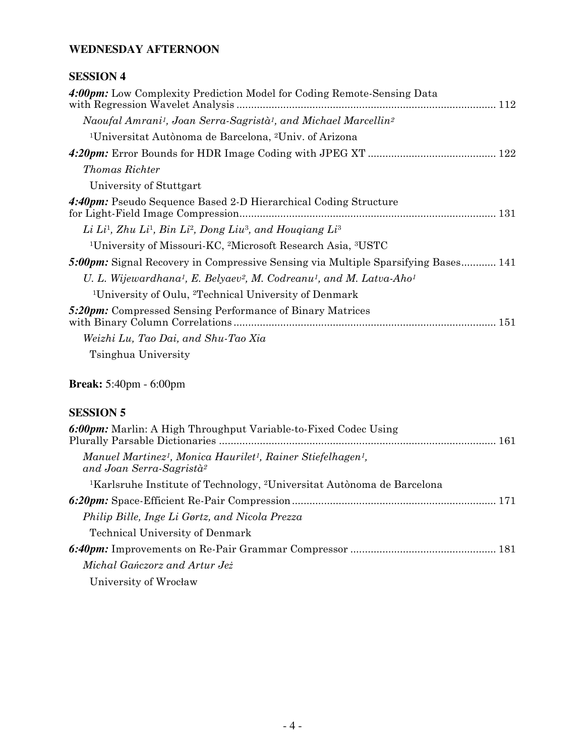## WEDNESDAY AFTERNOON

### SESSION 4

***4:00pm:*** Low Complexity Prediction Model for Coding Remote-Sensing Data with Regression Wavelet Analysis ........ 112

*Naoufal Amrani[1], Joan Serra-Sagristà[1], and Michael Marcellin[2]*

[1]Universitat Autònoma de Barcelona, [2]Univ. of Arizona

***4:20pm:*** Error Bounds for HDR Image Coding with JPEG XT ........ 122

*Thomas Richter*

University of Stuttgart

***4:40pm:*** Pseudo Sequence Based 2-D Hierarchical Coding Structure for Light-Field Image Compression ........ 131

*Li Li[1], Zhu Li[1], Bin Li[2], Dong Liu[3], and Houqiang Li[3]*

[1]University of Missouri-KC, [2]Microsoft Research Asia, [3]USTC

***5:00pm:*** Signal Recovery in Compressive Sensing via Multiple Sparsifying Bases ........ 141

*U. L. Wijewardhana[1], E. Belyaev[2], M. Codreanu[1], and M. Latva-Aho[1]*

[1]University of Oulu, [2]Technical University of Denmark

***5:20pm:*** Compressed Sensing Performance of Binary Matrices with Binary Column Correlations ........ 151

*Weizhi Lu, Tao Dai, and Shu-Tao Xia*

Tsinghua University

**Break:** 5:40pm - 6:00pm

### SESSION 5

***6:00pm:*** Marlin: A High Throughput Variable-to-Fixed Codec Using Plurally Parsable Dictionaries ........ 161

*Manuel Martinez[1], Monica Haurilet[1], Rainer Stiefelhagen[1], and Joan Serra-Sagristà[2]*

[1]Karlsruhe Institute of Technology, [2]Universitat Autònoma de Barcelona

***6:20pm:*** Space-Efficient Re-Pair Compression ........ 171

*Philip Bille, Inge Li Gørtz, and Nicola Prezza*

Technical University of Denmark

***6:40pm:*** Improvements on Re-Pair Grammar Compressor ........ 181

*Michal Gańczorz and Artur Jeż*

University of Wrocław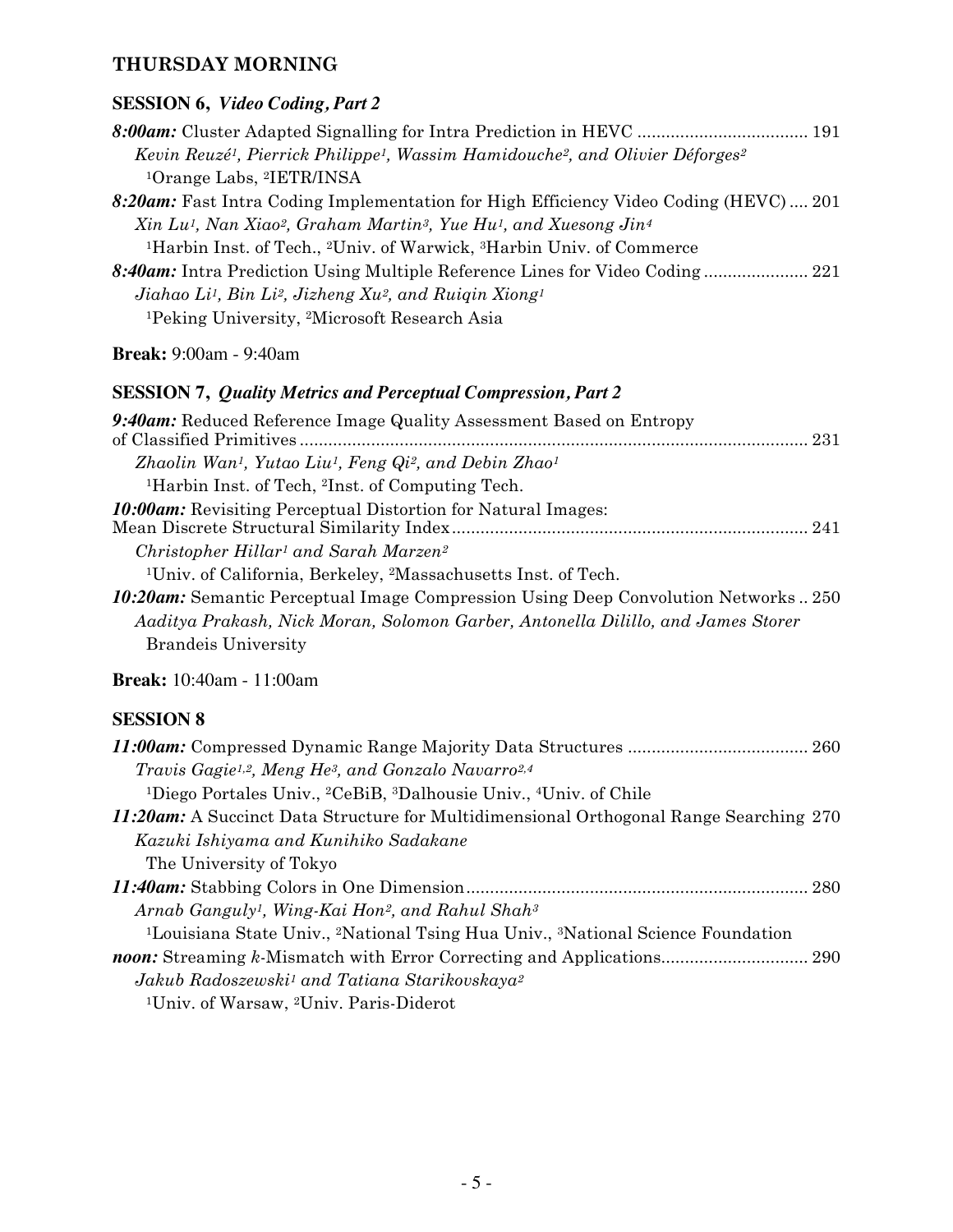## THURSDAY MORNING

### SESSION 6, *Video Coding, Part 2*

***8:00am:*** Cluster Adapted Signalling for Intra Prediction in HEVC .................................... 191
*Kevin Reuzé[1], Pierrick Philippe[1], Wassim Hamidouche[2], and Olivier Déforges[2]*
[1]Orange Labs, [2]IETR/INSA

***8:20am:*** Fast Intra Coding Implementation for High Efficiency Video Coding (HEVC) .... 201
*Xin Lu[1], Nan Xiao[2], Graham Martin[3], Yue Hu[1], and Xuesong Jin[4]*
[1]Harbin Inst. of Tech., [2]Univ. of Warwick, [3]Harbin Univ. of Commerce

***8:40am:*** Intra Prediction Using Multiple Reference Lines for Video Coding ...................... 221
*Jiahao Li[1], Bin Li[2], Jizheng Xu[2], and Ruiqin Xiong[1]*
[1]Peking University, [2]Microsoft Research Asia

**Break:** 9:00am - 9:40am

### SESSION 7, *Quality Metrics and Perceptual Compression, Part 2*

***9:40am:*** Reduced Reference Image Quality Assessment Based on Entropy of Classified Primitives ............................................................................................................ 231
*Zhaolin Wan[1], Yutao Liu[1], Feng Qi[2], and Debin Zhao[1]*
[1]Harbin Inst. of Tech, [2]Inst. of Computing Tech.

***10:00am:*** Revisiting Perceptual Distortion for Natural Images: Mean Discrete Structural Similarity Index ........................................................................... 241
*Christopher Hillar[1] and Sarah Marzen[2]*
[1]Univ. of California, Berkeley, [2]Massachusetts Inst. of Tech.

***10:20am:*** Semantic Perceptual Image Compression Using Deep Convolution Networks .. 250
*Aaditya Prakash, Nick Moran, Solomon Garber, Antonella Dilillo, and James Storer*
Brandeis University

**Break:** 10:40am - 11:00am

### SESSION 8

***11:00am:*** Compressed Dynamic Range Majority Data Structures ...................................... 260
*Travis Gagie[1,2], Meng He[3], and Gonzalo Navarro[2,4]*
[1]Diego Portales Univ., [2]CeBiB, [3]Dalhousie Univ., [4]Univ. of Chile

***11:20am:*** A Succinct Data Structure for Multidimensional Orthogonal Range Searching 270
*Kazuki Ishiyama and Kunihiko Sadakane*
The University of Tokyo

***11:40am:*** Stabbing Colors in One Dimension........................................................................ 280
*Arnab Ganguly[1], Wing-Kai Hon[2], and Rahul Shah[3]*
[1]Louisiana State Univ., [2]National Tsing Hua Univ., [3]National Science Foundation

***noon:*** Streaming $k$-Mismatch with Error Correcting and Applications............................... 290
*Jakub Radoszewski[1] and Tatiana Starikovskaya[2]*
[1]Univ. of Warsaw, [2]Univ. Paris-Diderot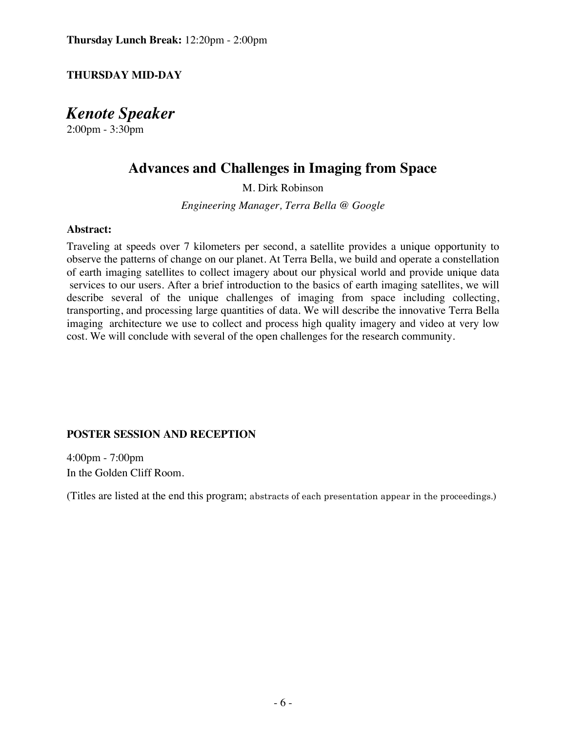**Thursday Lunch Break:** 12:20pm - 2:00pm

**THURSDAY MID-DAY**

## *Kenote Speaker*

2:00pm - 3:30pm

### Advances and Challenges in Imaging from Space

M. Dirk Robinson

*Engineering Manager, Terra Bella @ Google*

**Abstract:**

Traveling at speeds over 7 kilometers per second, a satellite provides a unique opportunity to observe the patterns of change on our planet. At Terra Bella, we build and operate a constellation of earth imaging satellites to collect imagery about our physical world and provide unique data services to our users. After a brief introduction to the basics of earth imaging satellites, we will describe several of the unique challenges of imaging from space including collecting, transporting, and processing large quantities of data. We will describe the innovative Terra Bella imaging architecture we use to collect and process high quality imagery and video at very low cost. We will conclude with several of the open challenges for the research community.

**POSTER SESSION AND RECEPTION**

4:00pm - 7:00pm
In the Golden Cliff Room.

(Titles are listed at the end this program; abstracts of each presentation appear in the proceedings.)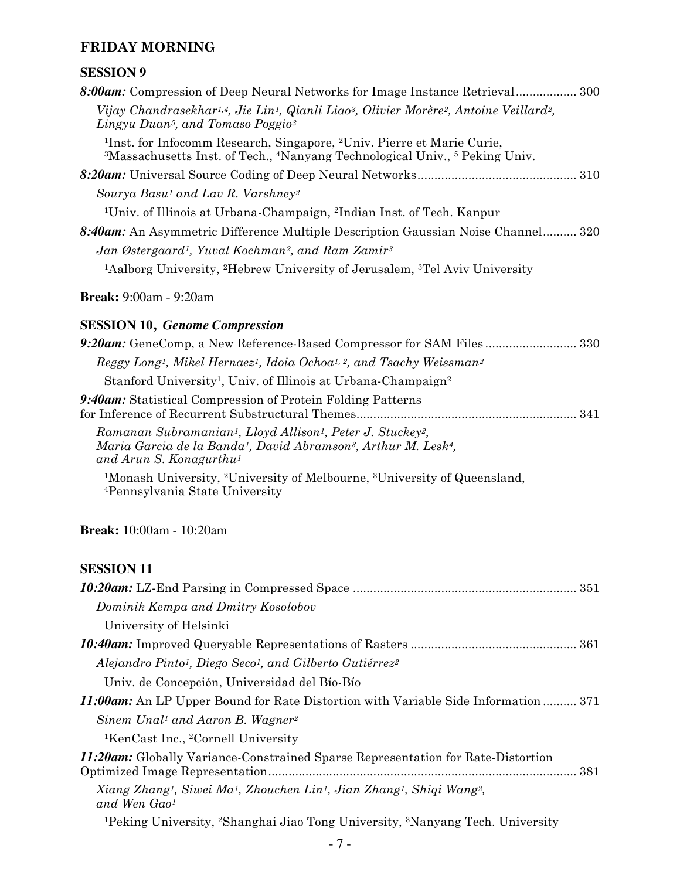## FRIDAY MORNING

### SESSION 9

***8:00am:*** Compression of Deep Neural Networks for Image Instance Retrieval.................. 300

*Vijay Chandrasekhar[1,4], Jie Lin[1], Qianli Liao[3], Olivier Morère[2], Antoine Veillard[2], Lingyu Duan[5], and Tomaso Poggio[3]*

[1]Inst. for Infocomm Research, Singapore, [2]Univ. Pierre et Marie Curie, [3]Massachusetts Inst. of Tech., [4]Nanyang Technological Univ., [5] Peking Univ.

***8:20am:*** Universal Source Coding of Deep Neural Networks............................................... 310

*Sourya Basu[1] and Lav R. Varshney[2]*

[1]Univ. of Illinois at Urbana-Champaign, [2]Indian Inst. of Tech. Kanpur

***8:40am:*** An Asymmetric Difference Multiple Description Gaussian Noise Channel.......... 320

*Jan Østergaard[1], Yuval Kochman[2], and Ram Zamir[3]*

[1]Aalborg University, [2]Hebrew University of Jerusalem, [3]Tel Aviv University

**Break:** 9:00am - 9:20am

### SESSION 10, *Genome Compression*

***9:20am:*** GeneComp, a New Reference-Based Compressor for SAM Files ........................... 330

*Reggy Long[1], Mikel Hernaez[1], Idoia Ochoa[1, 2], and Tsachy Weissman[2]*

Stanford University[1], Univ. of Illinois at Urbana-Champaign[2]

***9:40am:*** Statistical Compression of Protein Folding Patterns for Inference of Recurrent Substructural Themes................................................................. 341

*Ramanan Subramanian[1], Lloyd Allison[1], Peter J. Stuckey[2], Maria Garcia de la Banda[1], David Abramson[3], Arthur M. Lesk[4], and Arun S. Konagurthu[1]*

[1]Monash University, [2]University of Melbourne, [3]University of Queensland, [4]Pennsylvania State University

**Break:** 10:00am - 10:20am

### SESSION 11

***10:20am:*** LZ-End Parsing in Compressed Space .................................................................. 351

*Dominik Kempa and Dmitry Kosolobov*

University of Helsinki

***10:40am:*** Improved Queryable Representations of Rasters ................................................ 361

*Alejandro Pinto[1], Diego Seco[1], and Gilberto Gutiérrez[2]*

Univ. de Concepción, Universidad del Bío-Bío

***11:00am:*** An LP Upper Bound for Rate Distortion with Variable Side Information .......... 371

*Sinem Unal[1] and Aaron B. Wagner[2]*

[1]KenCast Inc., [2]Cornell University

***11:20am:*** Globally Variance-Constrained Sparse Representation for Rate-Distortion Optimized Image Representation........................................................................................... 381

*Xiang Zhang[1], Siwei Ma[1], Zhouchen Lin[1], Jian Zhang[1], Shiqi Wang[2], and Wen Gao[1]*

[1]Peking University, [2]Shanghai Jiao Tong University, [3]Nanyang Tech. University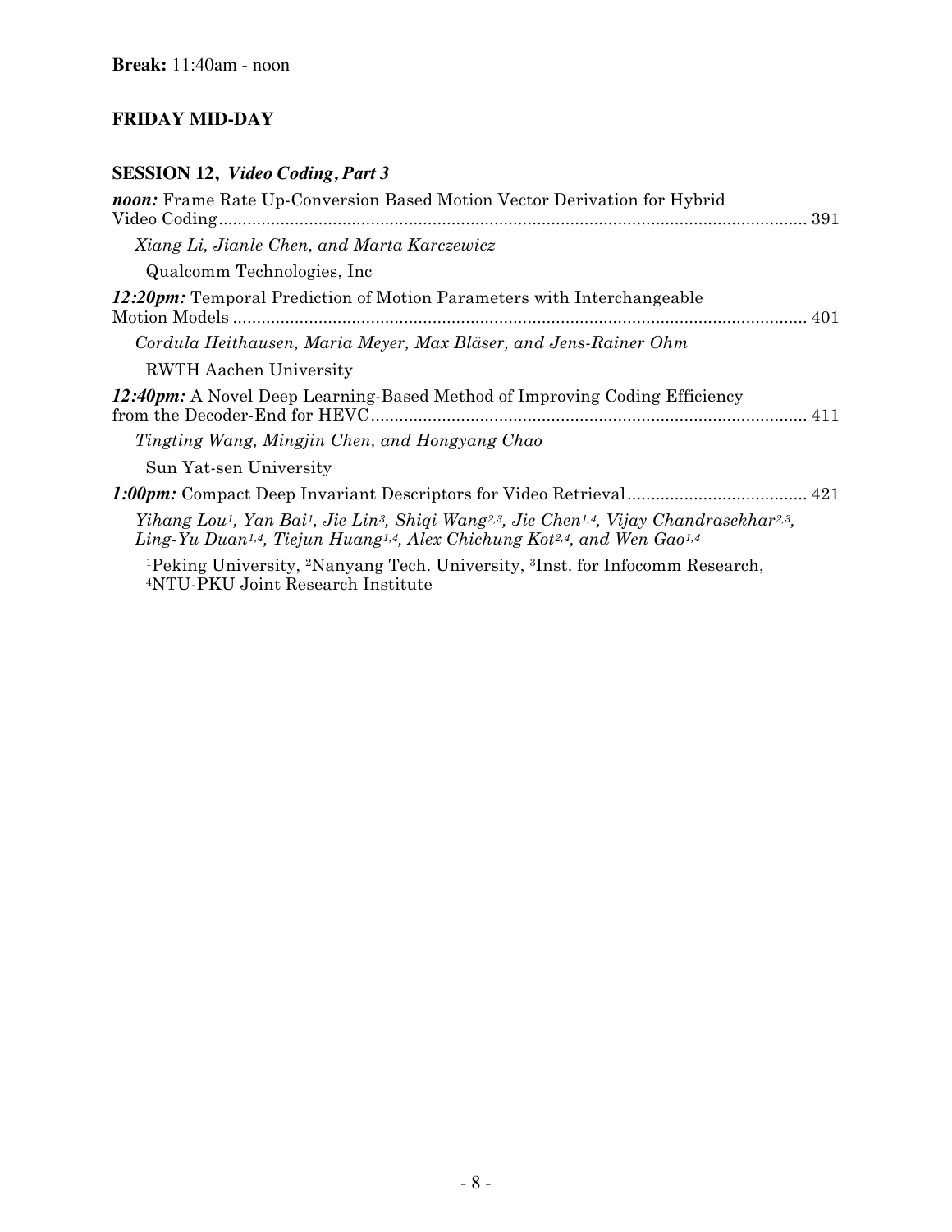**Break:** 11:40am - noon

## FRIDAY MID-DAY

### SESSION 12, *Video Coding, Part 3*

***noon:*** Frame Rate Up-Conversion Based Motion Vector Derivation for Hybrid Video Coding.......... 391

*Xiang Li, Jianle Chen, and Marta Karczewicz*

Qualcomm Technologies, Inc

***12:20pm:*** Temporal Prediction of Motion Parameters with Interchangeable Motion Models.......... 401

*Cordula Heithausen, Maria Meyer, Max Bläser, and Jens-Rainer Ohm*

RWTH Aachen University

***12:40pm:*** A Novel Deep Learning-Based Method of Improving Coding Efficiency from the Decoder-End for HEVC.......... 411

*Tingting Wang, Mingjin Chen, and Hongyang Chao*

Sun Yat-sen University

***1:00pm:*** Compact Deep Invariant Descriptors for Video Retrieval.......... 421

*Yihang Lou[1], Yan Bai[1], Jie Lin[3], Shiqi Wang[2,3], Jie Chen[1,4], Vijay Chandrasekhar[2,3], Ling-Yu Duan[1,4], Tiejun Huang[1,4], Alex Chichung Kot[2,4], and Wen Gao[1,4]*

[1]Peking University, [2]Nanyang Tech. University, [3]Inst. for Infocomm Research, [4]NTU-PKU Joint Research Institute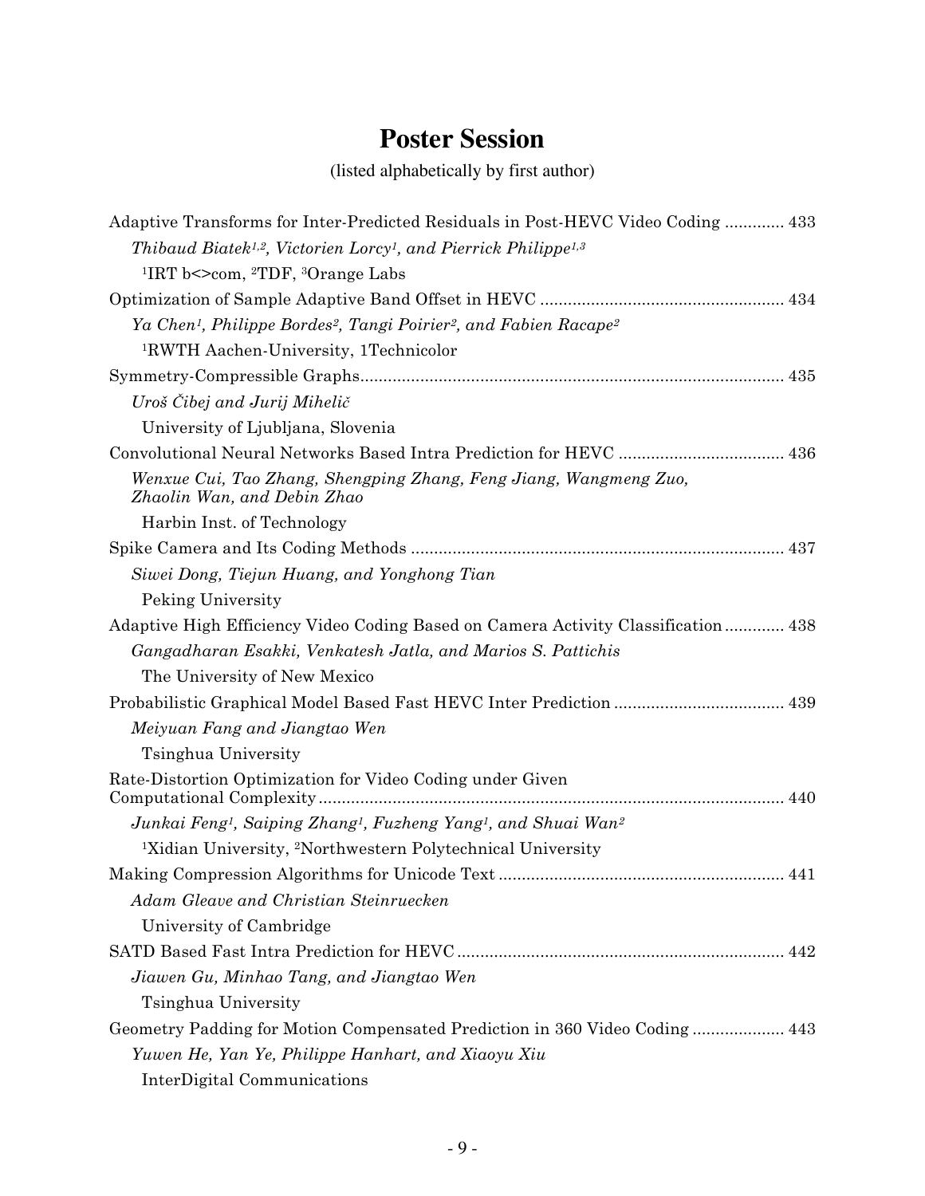# Poster Session

(listed alphabetically by first author)

Adaptive Transforms for Inter-Predicted Residuals in Post-HEVC Video Coding ............. 433

*Thibaud Biatek[1,2], Victorien Lorcy[1], and Pierrick Philippe[1,3]*

[1]IRT b<>com, [2]TDF, [3]Orange Labs

Optimization of Sample Adaptive Band Offset in HEVC .................................................... 434

*Ya Chen[1], Philippe Bordes[2], Tangi Poirier[2], and Fabien Racape[2]*

[1]RWTH Aachen-University, 1Technicolor

Symmetry-Compressible Graphs............................................................................................ 435

*Uroš Čibej and Jurij Mihelič*

University of Ljubljana, Slovenia

Convolutional Neural Networks Based Intra Prediction for HEVC .................................... 436

*Wenxue Cui, Tao Zhang, Shengping Zhang, Feng Jiang, Wangmeng Zuo, Zhaolin Wan, and Debin Zhao*

Harbin Inst. of Technology

Spike Camera and Its Coding Methods ................................................................................ 437

*Siwei Dong, Tiejun Huang, and Yonghong Tian*

Peking University

Adaptive High Efficiency Video Coding Based on Camera Activity Classification ............. 438

*Gangadharan Esakki, Venkatesh Jatla, and Marios S. Pattichis*

The University of New Mexico

Probabilistic Graphical Model Based Fast HEVC Inter Prediction ..................................... 439

*Meiyuan Fang and Jiangtao Wen*

Tsinghua University

Rate-Distortion Optimization for Video Coding under Given Computational Complexity..................................................................................................... 440

*Junkai Feng[1], Saiping Zhang[1], Fuzheng Yang[1], and Shuai Wan[2]*

[1]Xidian University, [2]Northwestern Polytechnical University

Making Compression Algorithms for Unicode Text .............................................................. 441

*Adam Gleave and Christian Steinruecken*

University of Cambridge

SATD Based Fast Intra Prediction for HEVC ....................................................................... 442

*Jiawen Gu, Minhao Tang, and Jiangtao Wen*

Tsinghua University

Geometry Padding for Motion Compensated Prediction in 360 Video Coding .................... 443

*Yuwen He, Yan Ye, Philippe Hanhart, and Xiaoyu Xiu*

InterDigital Communications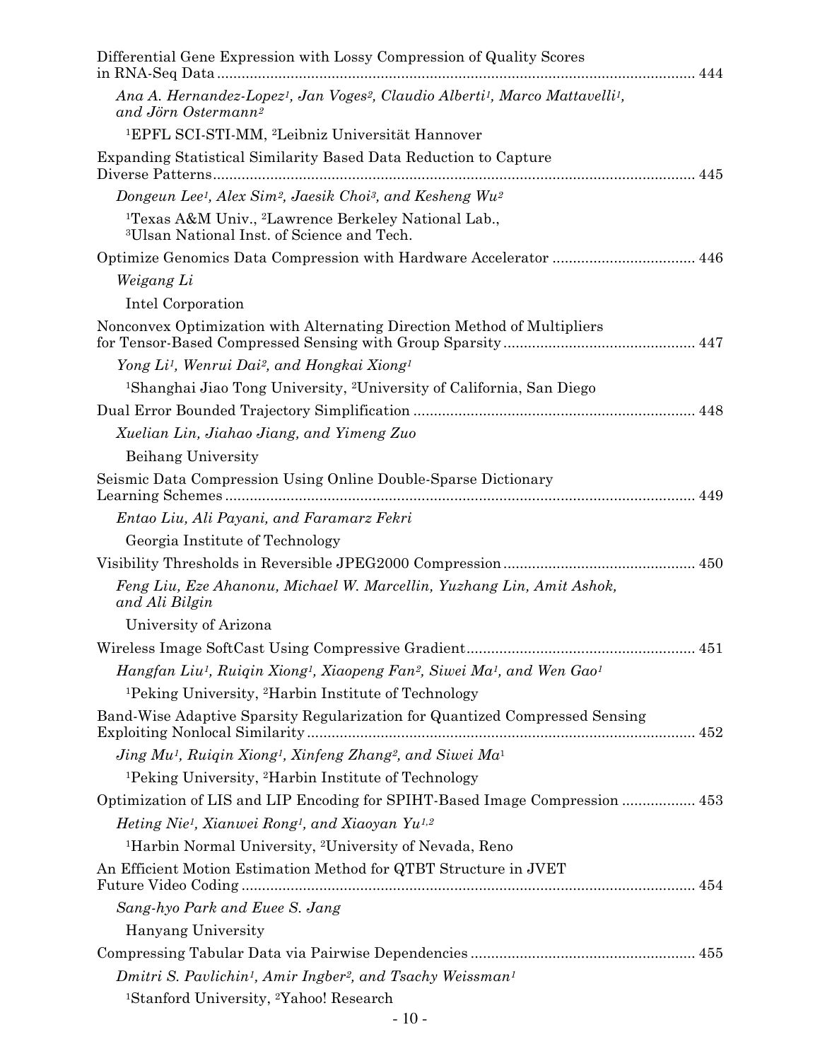Differential Gene Expression with Lossy Compression of Quality Scores in RNA-Seq Data ..... 444

*Ana A. Hernandez-Lopez[1], Jan Voges[2], Claudio Alberti[1], Marco Mattavelli[1], and Jörn Ostermann[2]*

[1]EPFL SCI-STI-MM, [2]Leibniz Universität Hannover

Expanding Statistical Similarity Based Data Reduction to Capture Diverse Patterns ..... 445

*Dongeun Lee[1], Alex Sim[2], Jaesik Choi[3], and Kesheng Wu[2]*

[1]Texas A&M Univ., [2]Lawrence Berkeley National Lab., [3]Ulsan National Inst. of Science and Tech.

Optimize Genomics Data Compression with Hardware Accelerator ..... 446

*Weigang Li*

Intel Corporation

Nonconvex Optimization with Alternating Direction Method of Multipliers for Tensor-Based Compressed Sensing with Group Sparsity ..... 447

*Yong Li[1], Wenrui Dai[2], and Hongkai Xiong[1]*

[1]Shanghai Jiao Tong University, [2]University of California, San Diego

Dual Error Bounded Trajectory Simplification ..... 448

*Xuelian Lin, Jiahao Jiang, and Yimeng Zuo*

Beihang University

Seismic Data Compression Using Online Double-Sparse Dictionary Learning Schemes ..... 449

*Entao Liu, Ali Payani, and Faramarz Fekri*

Georgia Institute of Technology

Visibility Thresholds in Reversible JPEG2000 Compression ..... 450

*Feng Liu, Eze Ahanonu, Michael W. Marcellin, Yuzhang Lin, Amit Ashok, and Ali Bilgin*

University of Arizona

Wireless Image SoftCast Using Compressive Gradient ..... 451

*Hangfan Liu[1], Ruiqin Xiong[1], Xiaopeng Fan[2], Siwei Ma[1], and Wen Gao[1]*

[1]Peking University, [2]Harbin Institute of Technology

Band-Wise Adaptive Sparsity Regularization for Quantized Compressed Sensing Exploiting Nonlocal Similarity ..... 452

*Jing Mu[1], Ruiqin Xiong[1], Xinfeng Zhang[2], and Siwei Ma[1]*

[1]Peking University, [2]Harbin Institute of Technology

Optimization of LIS and LIP Encoding for SPIHT-Based Image Compression ..... 453

*Heting Nie[1], Xianwei Rong[1], and Xiaoyan Yu[1,2]*

[1]Harbin Normal University, [2]University of Nevada, Reno

An Efficient Motion Estimation Method for QTBT Structure in JVET Future Video Coding ..... 454

*Sang-hyo Park and Euee S. Jang*

Hanyang University

Compressing Tabular Data via Pairwise Dependencies ..... 455

*Dmitri S. Pavlichin[1], Amir Ingber[2], and Tsachy Weissman[1]*

[1]Stanford University, [2]Yahoo! Research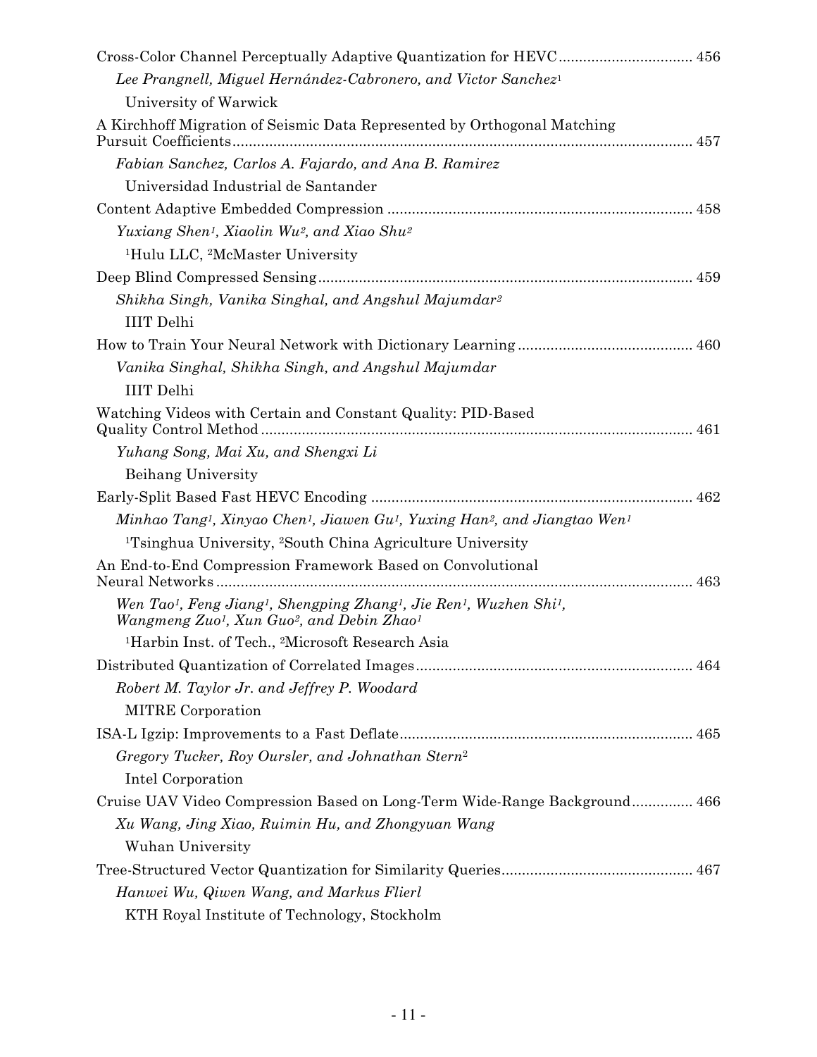Cross-Color Channel Perceptually Adaptive Quantization for HEVC ................................ 456

*Lee Prangnell, Miguel Hernández-Cabronero, and Victor Sanchez*[1]

University of Warwick

A Kirchhoff Migration of Seismic Data Represented by Orthogonal Matching Pursuit Coefficients ................................ 457

*Fabian Sanchez, Carlos A. Fajardo, and Ana B. Ramirez*

Universidad Industrial de Santander

Content Adaptive Embedded Compression ................................ 458

*Yuxiang Shen*[1]*, Xiaolin Wu*[2]*, and Xiao Shu*[2]

[1]Hulu LLC, [2]McMaster University

Deep Blind Compressed Sensing ................................ 459

*Shikha Singh, Vanika Singhal, and Angshul Majumdar*[2]

IIIT Delhi

How to Train Your Neural Network with Dictionary Learning ................................ 460

*Vanika Singhal, Shikha Singh, and Angshul Majumdar*

IIIT Delhi

Watching Videos with Certain and Constant Quality: PID-Based Quality Control Method ................................ 461

*Yuhang Song, Mai Xu, and Shengxi Li*

Beihang University

Early-Split Based Fast HEVC Encoding ................................ 462

*Minhao Tang*[1]*, Xinyao Chen*[1]*, Jiawen Gu*[1]*, Yuxing Han*[2]*, and Jiangtao Wen*[1]

[1]Tsinghua University, [2]South China Agriculture University

An End-to-End Compression Framework Based on Convolutional Neural Networks ................................ 463

*Wen Tao*[1]*, Feng Jiang*[1]*, Shengping Zhang*[1]*, Jie Ren*[1]*, Wuzhen Shi*[1]*, Wangmeng Zuo*[1]*, Xun Guo*[2]*, and Debin Zhao*[1]

[1]Harbin Inst. of Tech., [2]Microsoft Research Asia

Distributed Quantization of Correlated Images ................................ 464

*Robert M. Taylor Jr. and Jeffrey P. Woodard*

MITRE Corporation

ISA-L Igzip: Improvements to a Fast Deflate ................................ 465

*Gregory Tucker, Roy Oursler, and Johnathan Stern*[2]

Intel Corporation

Cruise UAV Video Compression Based on Long-Term Wide-Range Background ................................ 466

*Xu Wang, Jing Xiao, Ruimin Hu, and Zhongyuan Wang*

Wuhan University

Tree-Structured Vector Quantization for Similarity Queries ................................ 467

*Hanwei Wu, Qiwen Wang, and Markus Flierl*

KTH Royal Institute of Technology, Stockholm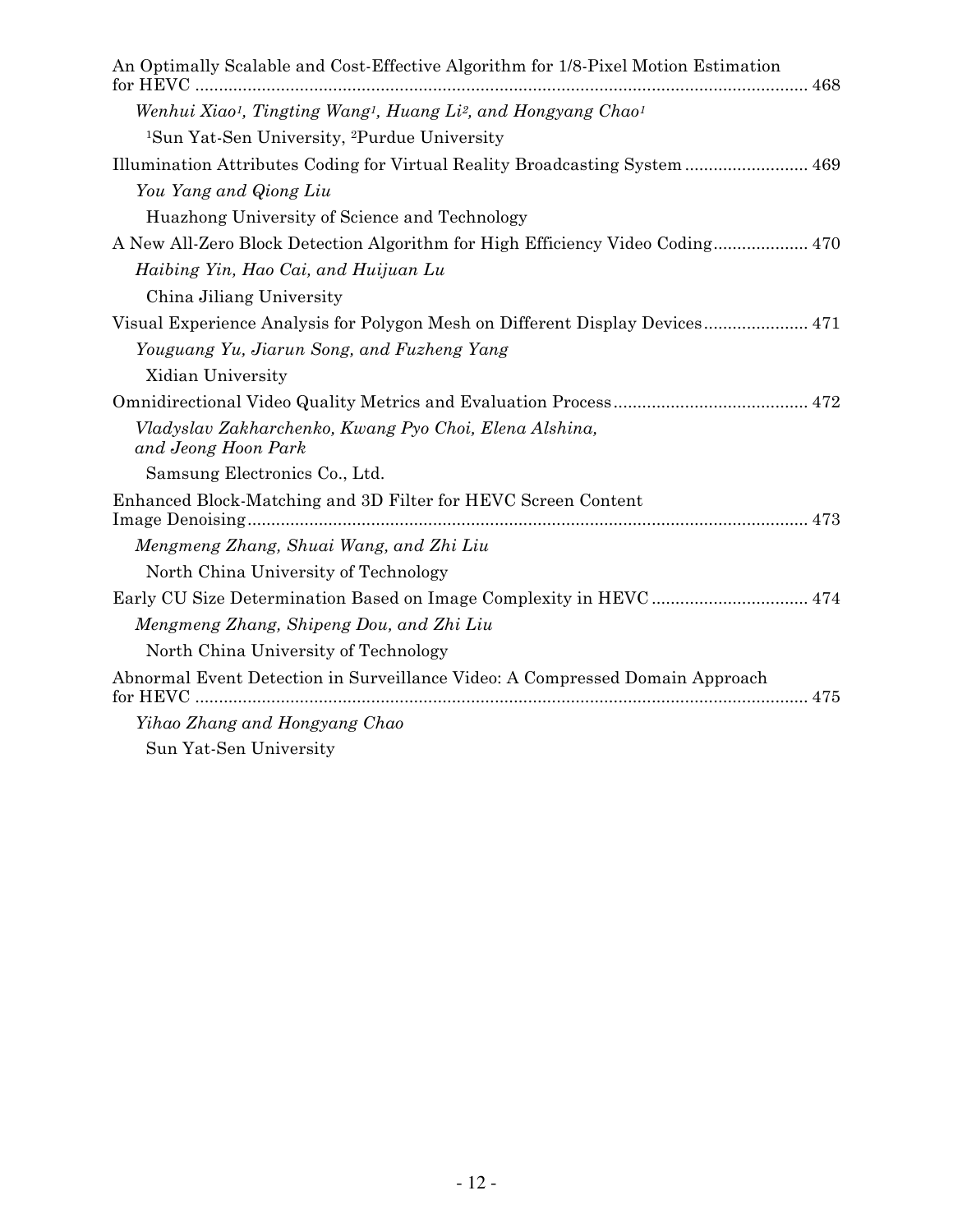An Optimally Scalable and Cost-Effective Algorithm for 1/8-Pixel Motion Estimation for HEVC ........ 468

*Wenhui Xiao[1], Tingting Wang[1], Huang Li[2], and Hongyang Chao[1]*

[1]Sun Yat-Sen University, [2]Purdue University

Illumination Attributes Coding for Virtual Reality Broadcasting System ........ 469

*You Yang and Qiong Liu*

Huazhong University of Science and Technology

A New All-Zero Block Detection Algorithm for High Efficiency Video Coding ........ 470

*Haibing Yin, Hao Cai, and Huijuan Lu*

China Jiliang University

Visual Experience Analysis for Polygon Mesh on Different Display Devices ........ 471

*Youguang Yu, Jiarun Song, and Fuzheng Yang*

Xidian University

Omnidirectional Video Quality Metrics and Evaluation Process ........ 472

*Vladyslav Zakharchenko, Kwang Pyo Choi, Elena Alshina, and Jeong Hoon Park*

Samsung Electronics Co., Ltd.

Enhanced Block-Matching and 3D Filter for HEVC Screen Content Image Denoising ........ 473

*Mengmeng Zhang, Shuai Wang, and Zhi Liu*

North China University of Technology

Early CU Size Determination Based on Image Complexity in HEVC ........ 474

*Mengmeng Zhang, Shipeng Dou, and Zhi Liu*

North China University of Technology

Abnormal Event Detection in Surveillance Video: A Compressed Domain Approach for HEVC ........ 475

*Yihao Zhang and Hongyang Chao*

Sun Yat-Sen University